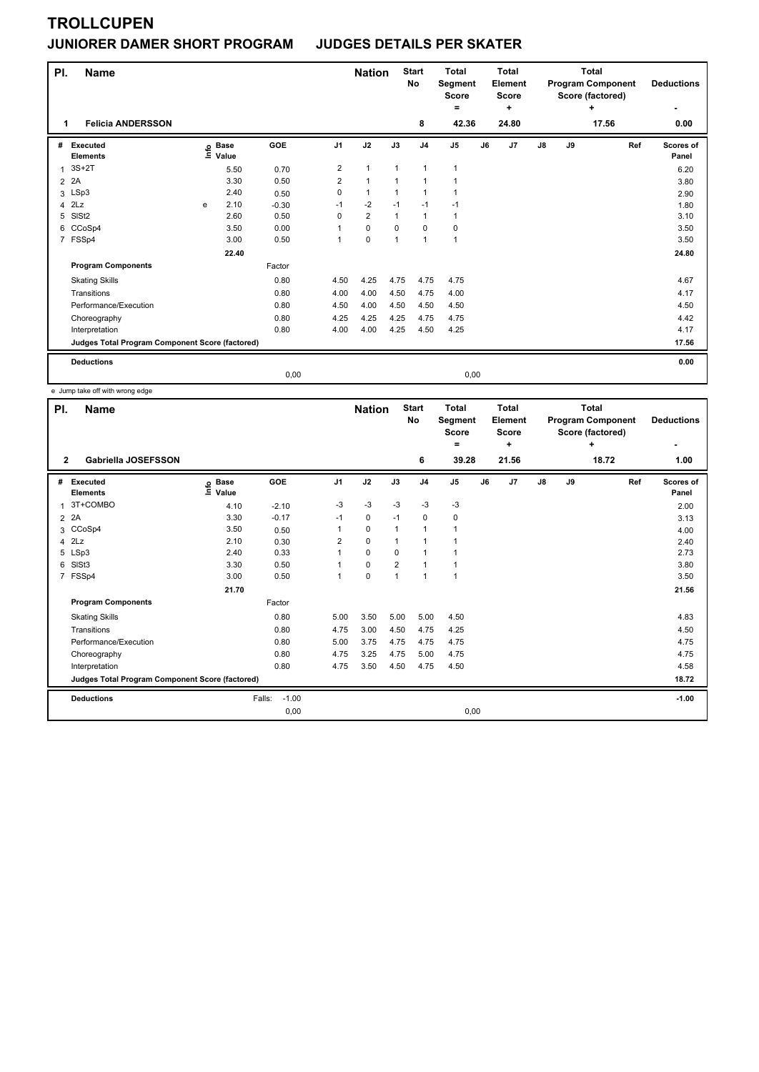# TROLLCUPEN

## JUNIORER DAMER SHORT PROGRAM JUDGES DETAILS PER SKATER

| Pl. | Name | Nation | Start No | Total Segment Score = | Total Element Score + | Total Program Component Score (factored) + | Deductions - |
|---|---|---|---|---|---|---|---|
| 1 | Felicia ANDERSSON | | 8 | 42.36 | 24.80 | 17.56 | 0.00 |

| # | Executed Elements | Info | Base Value | GOE | J1 | J2 | J3 | J4 | J5 | J6 | J7 | J8 | J9 | Ref | Scores of Panel |
|---|---|---|---|---|---|---|---|---|---|---|---|---|---|---|---|
| 1 | 3S+2T | | 5.50 | 0.70 | 2 | 1 | 1 | 1 | 1 | | | | | | 6.20 |
| 2 | 2A | | 3.30 | 0.50 | 2 | 1 | 1 | 1 | 1 | | | | | | 3.80 |
| 3 | LSp3 | | 2.40 | 0.50 | 0 | 1 | 1 | 1 | 1 | | | | | | 2.90 |
| 4 | 2Lz | e | 2.10 | -0.30 | -1 | -2 | -1 | -1 | -1 | | | | | | 1.80 |
| 5 | SlSt2 | | 2.60 | 0.50 | 0 | 2 | 1 | 1 | 1 | | | | | | 3.10 |
| 6 | CCoSp4 | | 3.50 | 0.00 | 1 | 0 | 0 | 0 | 0 | | | | | | 3.50 |
| 7 | FSSp4 | | 3.00 | 0.50 | 1 | 0 | 1 | 1 | 1 | | | | | | 3.50 |
| | | | 22.40 | | | | | | | | | | | | 24.80 |
| | **Program Components** | | | Factor | | | | | | | | | | | |
| | Skating Skills | | | 0.80 | 4.50 | 4.25 | 4.75 | 4.75 | 4.75 | | | | | | 4.67 |
| | Transitions | | | 0.80 | 4.00 | 4.00 | 4.50 | 4.75 | 4.00 | | | | | | 4.17 |
| | Performance/Execution | | | 0.80 | 4.50 | 4.00 | 4.50 | 4.50 | 4.50 | | | | | | 4.50 |
| | Choreography | | | 0.80 | 4.25 | 4.25 | 4.25 | 4.75 | 4.75 | | | | | | 4.42 |
| | Interpretation | | | 0.80 | 4.00 | 4.00 | 4.25 | 4.50 | 4.25 | | | | | | 4.17 |
| | **Judges Total Program Component Score (factored)** | | | | | | | | | | | | | | 17.56 |
| | **Deductions** | | | | | | | | | | | | | | 0.00 |
| | | | | 0,00 | | | | | 0,00 | | | | | | |

e Jump take off with wrong edge

| Pl. | Name | Nation | Start No | Total Segment Score = | Total Element Score + | Total Program Component Score (factored) + | Deductions - |
|---|---|---|---|---|---|---|---|
| 2 | Gabriella JOSEFSSON | | 6 | 39.28 | 21.56 | 18.72 | 1.00 |

| # | Executed Elements | Info | Base Value | GOE | J1 | J2 | J3 | J4 | J5 | J6 | J7 | J8 | J9 | Ref | Scores of Panel |
|---|---|---|---|---|---|---|---|---|---|---|---|---|---|---|---|
| 1 | 3T+COMBO | | 4.10 | -2.10 | -3 | -3 | -3 | -3 | -3 | | | | | | 2.00 |
| 2 | 2A | | 3.30 | -0.17 | -1 | 0 | -1 | 0 | 0 | | | | | | 3.13 |
| 3 | CCoSp4 | | 3.50 | 0.50 | 1 | 0 | 1 | 1 | 1 | | | | | | 4.00 |
| 4 | 2Lz | | 2.10 | 0.30 | 2 | 0 | 1 | 1 | 1 | | | | | | 2.40 |
| 5 | LSp3 | | 2.40 | 0.33 | 1 | 0 | 0 | 1 | 1 | | | | | | 2.73 |
| 6 | SlSt3 | | 3.30 | 0.50 | 1 | 0 | 2 | 1 | 1 | | | | | | 3.80 |
| 7 | FSSp4 | | 3.00 | 0.50 | 1 | 0 | 1 | 1 | 1 | | | | | | 3.50 |
| | | | 21.70 | | | | | | | | | | | | 21.56 |
| | **Program Components** | | | Factor | | | | | | | | | | | |
| | Skating Skills | | | 0.80 | 5.00 | 3.50 | 5.00 | 5.00 | 4.50 | | | | | | 4.83 |
| | Transitions | | | 0.80 | 4.75 | 3.00 | 4.50 | 4.75 | 4.25 | | | | | | 4.50 |
| | Performance/Execution | | | 0.80 | 5.00 | 3.75 | 4.75 | 4.75 | 4.75 | | | | | | 4.75 |
| | Choreography | | | 0.80 | 4.75 | 3.25 | 4.75 | 5.00 | 4.75 | | | | | | 4.75 |
| | Interpretation | | | 0.80 | 4.75 | 3.50 | 4.50 | 4.75 | 4.50 | | | | | | 4.58 |
| | **Judges Total Program Component Score (factored)** | | | | | | | | | | | | | | 18.72 |
| | **Deductions** | | Falls: | -1.00 | | | | | | | | | | | -1.00 |
| | | | | 0,00 | | | | | 0,00 | | | | | | |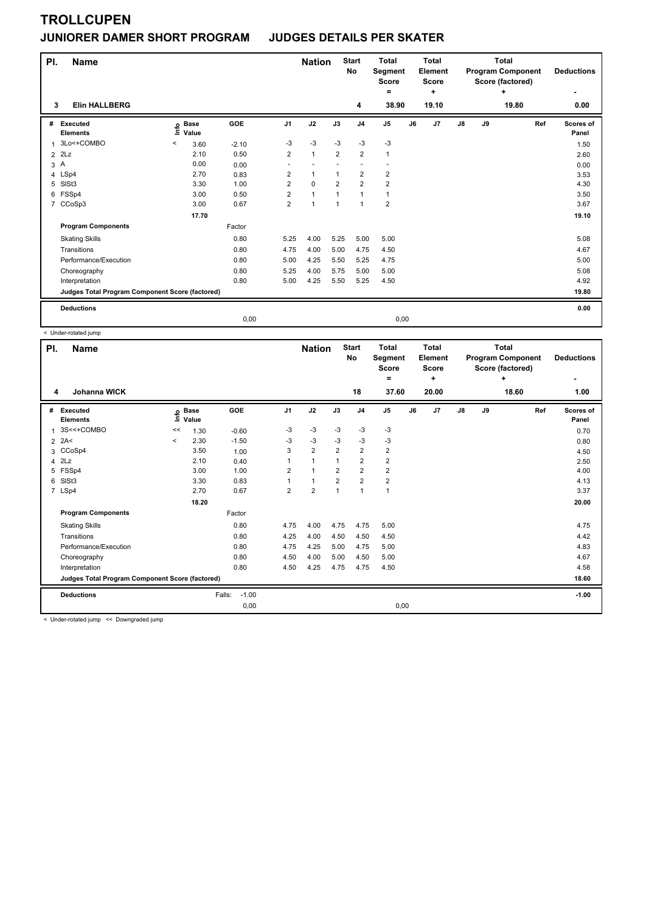# TROLLCUPEN

## JUNIORER DAMER SHORT PROGRAM JUDGES DETAILS PER SKATER

| Pl. | Name | Nation | Start No | Total Segment Score = | Total Element Score + | Total Program Component Score (factored) + | Deductions - |
|---|---|---|---|---|---|---|---|
| 3 | Elin HALLBERG | | 4 | 38.90 | 19.10 | 19.80 | 0.00 |

| # | Executed Elements | Info | Base Value | GOE | J1 | J2 | J3 | J4 | J5 | J6 | J7 | J8 | J9 | Ref | Scores of Panel |
|---|---|---|---|---|---|---|---|---|---|---|---|---|---|---|---|
| 1 | 3Lo<+COMBO | < | 3.60 | -2.10 | -3 | -3 | -3 | -3 | -3 | | | | | | 1.50 |
| 2 | 2Lz | | 2.10 | 0.50 | 2 | 1 | 2 | 2 | 1 | | | | | | 2.60 |
| 3 | A | | 0.00 | 0.00 | - | - | - | - | - | | | | | | 0.00 |
| 4 | LSp4 | | 2.70 | 0.83 | 2 | 1 | 1 | 2 | 2 | | | | | | 3.53 |
| 5 | SlSt3 | | 3.30 | 1.00 | 2 | 0 | 2 | 2 | 2 | | | | | | 4.30 |
| 6 | FSSp4 | | 3.00 | 0.50 | 2 | 1 | 1 | 1 | 1 | | | | | | 3.50 |
| 7 | CCoSp3 | | 3.00 | 0.67 | 2 | 1 | 1 | 1 | 2 | | | | | | 3.67 |
| | | | 17.70 | | | | | | | | | | | | 19.10 |
| | **Program Components** | | | Factor | | | | | | | | | | | |
| | Skating Skills | | | 0.80 | 5.25 | 4.00 | 5.25 | 5.00 | 5.00 | | | | | | 5.08 |
| | Transitions | | | 0.80 | 4.75 | 4.00 | 5.00 | 4.75 | 4.50 | | | | | | 4.67 |
| | Performance/Execution | | | 0.80 | 5.00 | 4.25 | 5.50 | 5.25 | 4.75 | | | | | | 5.00 |
| | Choreography | | | 0.80 | 5.25 | 4.00 | 5.75 | 5.00 | 5.00 | | | | | | 5.08 |
| | Interpretation | | | 0.80 | 5.00 | 4.25 | 5.50 | 5.25 | 4.50 | | | | | | 4.92 |
| | **Judges Total Program Component Score (factored)** | | | | | | | | | | | | | | 19.80 |
| | **Deductions** | | | | | | | | | | | | | | 0.00 |
| | | | | 0,00 | | | | | 0,00 | | | | | | |

< Under-rotated jump

| Pl. | Name | Nation | Start No | Total Segment Score = | Total Element Score + | Total Program Component Score (factored) + | Deductions - |
|---|---|---|---|---|---|---|---|
| 4 | Johanna WICK | | 18 | 37.60 | 20.00 | 18.60 | 1.00 |

| # | Executed Elements | Info | Base Value | GOE | J1 | J2 | J3 | J4 | J5 | J6 | J7 | J8 | J9 | Ref | Scores of Panel |
|---|---|---|---|---|---|---|---|---|---|---|---|---|---|---|---|
| 1 | 3S<<+COMBO | << | 1.30 | -0.60 | -3 | -3 | -3 | -3 | -3 | | | | | | 0.70 |
| 2 | 2A< | < | 2.30 | -1.50 | -3 | -3 | -3 | -3 | -3 | | | | | | 0.80 |
| 3 | CCoSp4 | | 3.50 | 1.00 | 3 | 2 | 2 | 2 | 2 | | | | | | 4.50 |
| 4 | 2Lz | | 2.10 | 0.40 | 1 | 1 | 1 | 2 | 2 | | | | | | 2.50 |
| 5 | FSSp4 | | 3.00 | 1.00 | 2 | 1 | 2 | 2 | 2 | | | | | | 4.00 |
| 6 | SlSt3 | | 3.30 | 0.83 | 1 | 1 | 2 | 2 | 2 | | | | | | 4.13 |
| 7 | LSp4 | | 2.70 | 0.67 | 2 | 2 | 1 | 1 | 1 | | | | | | 3.37 |
| | | | 18.20 | | | | | | | | | | | | 20.00 |
| | **Program Components** | | | Factor | | | | | | | | | | | |
| | Skating Skills | | | 0.80 | 4.75 | 4.00 | 4.75 | 4.75 | 5.00 | | | | | | 4.75 |
| | Transitions | | | 0.80 | 4.25 | 4.00 | 4.50 | 4.50 | 4.50 | | | | | | 4.42 |
| | Performance/Execution | | | 0.80 | 4.75 | 4.25 | 5.00 | 4.75 | 5.00 | | | | | | 4.83 |
| | Choreography | | | 0.80 | 4.50 | 4.00 | 5.00 | 4.50 | 5.00 | | | | | | 4.67 |
| | Interpretation | | | 0.80 | 4.50 | 4.25 | 4.75 | 4.75 | 4.50 | | | | | | 4.58 |
| | **Judges Total Program Component Score (factored)** | | | | | | | | | | | | | | 18.60 |
| | **Deductions** | | Falls: | -1.00 | | | | | | | | | | | -1.00 |
| | | | | 0,00 | | | | | 0,00 | | | | | | |

< Under-rotated jump << Downgraded jump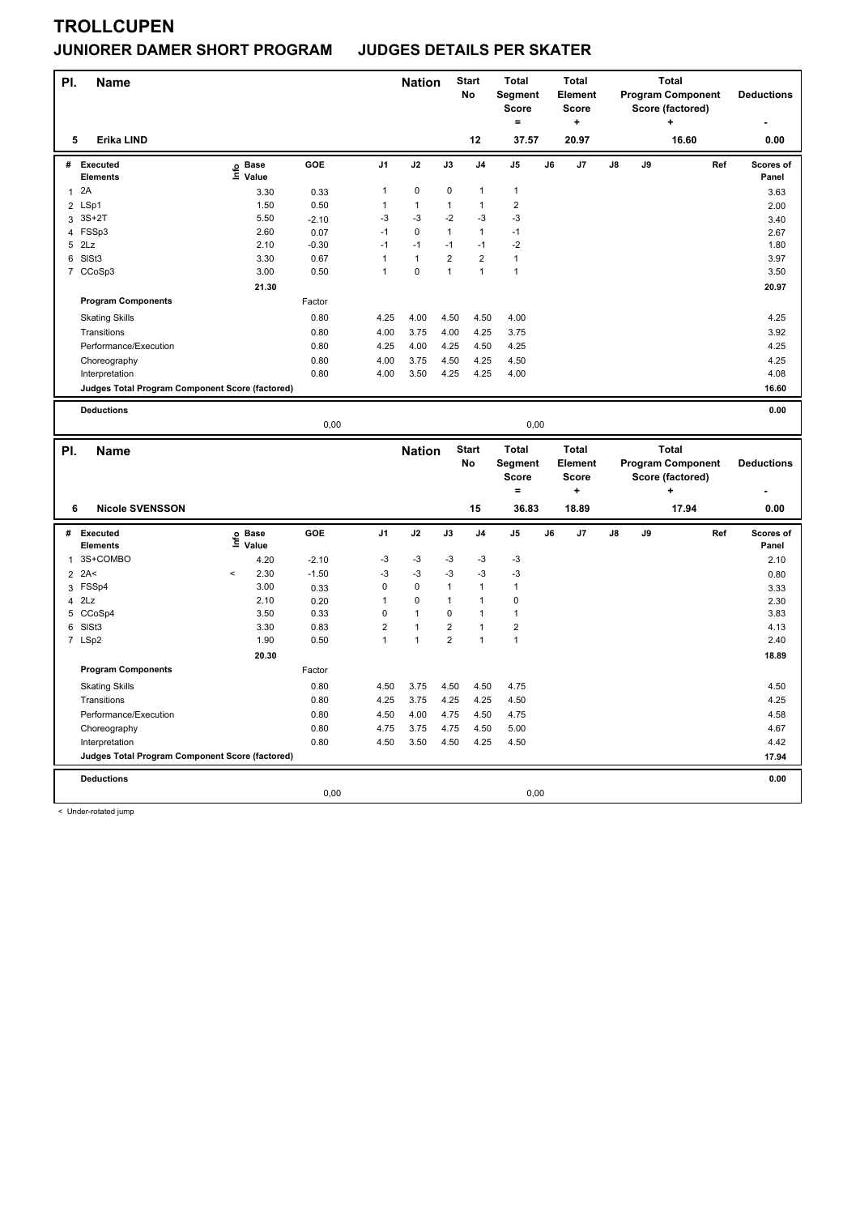# TROLLCUPEN

## JUNIORER DAMER SHORT PROGRAM    JUDGES DETAILS PER SKATER

| Pl. | Name | Nation | Start No | Total Segment Score = | Total Element Score + | Total Program Component Score (factored) + | Deductions - |
|---|---|---|---|---|---|---|---|
| 5 | Erika LIND | | 12 | 37.57 | 20.97 | 16.60 | 0.00 |

| # | Executed Elements | Info | Base Value | GOE | J1 | J2 | J3 | J4 | J5 | J6 | J7 | J8 | J9 | Ref | Scores of Panel |
|---|---|---|---|---|---|---|---|---|---|---|---|---|---|---|---|
| 1 | 2A | | 3.30 | 0.33 | 1 | 0 | 0 | 1 | 1 | | | | | | 3.63 |
| 2 | LSp1 | | 1.50 | 0.50 | 1 | 1 | 1 | 1 | 2 | | | | | | 2.00 |
| 3 | 3S+2T | | 5.50 | -2.10 | -3 | -3 | -2 | -3 | -3 | | | | | | 3.40 |
| 4 | FSSp3 | | 2.60 | 0.07 | -1 | 0 | 1 | 1 | -1 | | | | | | 2.67 |
| 5 | 2Lz | | 2.10 | -0.30 | -1 | -1 | -1 | -1 | -2 | | | | | | 1.80 |
| 6 | SlSt3 | | 3.30 | 0.67 | 1 | 1 | 2 | 2 | 1 | | | | | | 3.97 |
| 7 | CCoSp3 | | 3.00 | 0.50 | 1 | 0 | 1 | 1 | 1 | | | | | | 3.50 |
| | | | 21.30 | | | | | | | | | | | | 20.97 |
| | **Program Components** | | | Factor | | | | | | | | | | | |
| | Skating Skills | | | 0.80 | 4.25 | 4.00 | 4.50 | 4.50 | 4.00 | | | | | | 4.25 |
| | Transitions | | | 0.80 | 4.00 | 3.75 | 4.00 | 4.25 | 3.75 | | | | | | 3.92 |
| | Performance/Execution | | | 0.80 | 4.25 | 4.00 | 4.25 | 4.50 | 4.25 | | | | | | 4.25 |
| | Choreography | | | 0.80 | 4.00 | 3.75 | 4.50 | 4.25 | 4.50 | | | | | | 4.25 |
| | Interpretation | | | 0.80 | 4.00 | 3.50 | 4.25 | 4.25 | 4.00 | | | | | | 4.08 |
| | **Judges Total Program Component Score (factored)** | | | | | | | | | | | | | | 16.60 |
| | **Deductions** | | | | | | | | | | | | | | 0.00 |
| | | | | 0,00 | | | | | 0,00 | | | | | | |

| Pl. | Name | Nation | Start No | Total Segment Score = | Total Element Score + | Total Program Component Score (factored) + | Deductions - |
|---|---|---|---|---|---|---|---|
| 6 | Nicole SVENSSON | | 15 | 36.83 | 18.89 | 17.94 | 0.00 |

| # | Executed Elements | Info | Base Value | GOE | J1 | J2 | J3 | J4 | J5 | J6 | J7 | J8 | J9 | Ref | Scores of Panel |
|---|---|---|---|---|---|---|---|---|---|---|---|---|---|---|---|
| 1 | 3S+COMBO | | 4.20 | -2.10 | -3 | -3 | -3 | -3 | -3 | | | | | | 2.10 |
| 2 | 2A< | < | 2.30 | -1.50 | -3 | -3 | -3 | -3 | -3 | | | | | | 0.80 |
| 3 | FSSp4 | | 3.00 | 0.33 | 0 | 0 | 1 | 1 | 1 | | | | | | 3.33 |
| 4 | 2Lz | | 2.10 | 0.20 | 1 | 0 | 1 | 1 | 0 | | | | | | 2.30 |
| 5 | CCoSp4 | | 3.50 | 0.33 | 0 | 1 | 0 | 1 | 1 | | | | | | 3.83 |
| 6 | SlSt3 | | 3.30 | 0.83 | 2 | 1 | 2 | 1 | 2 | | | | | | 4.13 |
| 7 | LSp2 | | 1.90 | 0.50 | 1 | 1 | 2 | 1 | 1 | | | | | | 2.40 |
| | | | 20.30 | | | | | | | | | | | | 18.89 |
| | **Program Components** | | | Factor | | | | | | | | | | | |
| | Skating Skills | | | 0.80 | 4.50 | 3.75 | 4.50 | 4.50 | 4.75 | | | | | | 4.50 |
| | Transitions | | | 0.80 | 4.25 | 3.75 | 4.25 | 4.25 | 4.50 | | | | | | 4.25 |
| | Performance/Execution | | | 0.80 | 4.50 | 4.00 | 4.75 | 4.50 | 4.75 | | | | | | 4.58 |
| | Choreography | | | 0.80 | 4.75 | 3.75 | 4.75 | 4.50 | 5.00 | | | | | | 4.67 |
| | Interpretation | | | 0.80 | 4.50 | 3.50 | 4.50 | 4.25 | 4.50 | | | | | | 4.42 |
| | **Judges Total Program Component Score (factored)** | | | | | | | | | | | | | | 17.94 |
| | **Deductions** | | | | | | | | | | | | | | 0.00 |
| | | | | 0,00 | | | | | 0,00 | | | | | | |

< Under-rotated jump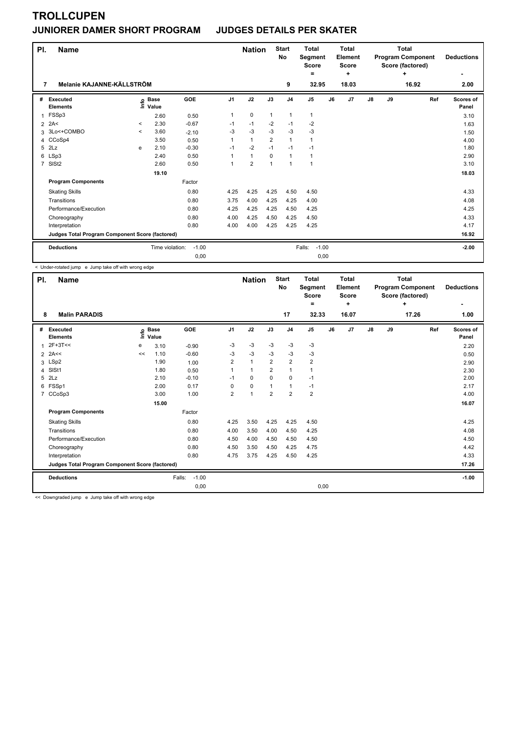# TROLLCUPEN

## JUNIORER DAMER SHORT PROGRAM JUDGES DETAILS PER SKATER

| Pl. | Name | Nation | Start No | Total Segment Score = | Total Element Score + | Total Program Component Score (factored) + | Deductions - |
|---|---|---|---|---|---|---|---|
| 7 | Melanie KAJANNE-KÄLLSTRÖM | | 9 | 32.95 | 18.03 | 16.92 | 2.00 |

| # | Executed Elements | Info | Base Value | GOE | J1 | J2 | J3 | J4 | J5 | J6 | J7 | J8 | J9 | Ref | Scores of Panel |
|---|---|---|---|---|---|---|---|---|---|---|---|---|---|---|---|
| 1 | FSSp3 | | 2.60 | 0.50 | 1 | 0 | 1 | 1 | 1 | | | | | | 3.10 |
| 2 | 2A< | < | 2.30 | -0.67 | -1 | -1 | -2 | -1 | -2 | | | | | | 1.63 |
| 3 | 3Lo<+COMBO | < | 3.60 | -2.10 | -3 | -3 | -3 | -3 | -3 | | | | | | 1.50 |
| 4 | CCoSp4 | | 3.50 | 0.50 | 1 | 1 | 2 | 1 | 1 | | | | | | 4.00 |
| 5 | 2Lz | e | 2.10 | -0.30 | -1 | -2 | -1 | -1 | -1 | | | | | | 1.80 |
| 6 | LSp3 | | 2.40 | 0.50 | 1 | 1 | 0 | 1 | 1 | | | | | | 2.90 |
| 7 | SlSt2 | | 2.60 | 0.50 | 1 | 2 | 1 | 1 | 1 | | | | | | 3.10 |
| | | | 19.10 | | | | | | | | | | | | 18.03 |
| | **Program Components** | | | Factor | | | | | | | | | | | |
| | Skating Skills | | | 0.80 | 4.25 | 4.25 | 4.25 | 4.50 | 4.50 | | | | | | 4.33 |
| | Transitions | | | 0.80 | 3.75 | 4.00 | 4.25 | 4.25 | 4.00 | | | | | | 4.08 |
| | Performance/Execution | | | 0.80 | 4.25 | 4.25 | 4.25 | 4.50 | 4.25 | | | | | | 4.25 |
| | Choreography | | | 0.80 | 4.00 | 4.25 | 4.50 | 4.25 | 4.50 | | | | | | 4.33 |
| | Interpretation | | | 0.80 | 4.00 | 4.00 | 4.25 | 4.25 | 4.25 | | | | | | 4.17 |
| | **Judges Total Program Component Score (factored)** | | | | | | | | | | | | | | 16.92 |
| | **Deductions** | | Time violation: | -1.00 | | | | | Falls: -1.00 | | | | | | -2.00 |
| | | | | 0,00 | | | | | 0,00 | | | | | | |

< Under-rotated jump e Jump take off with wrong edge

| Pl. | Name | Nation | Start No | Total Segment Score = | Total Element Score + | Total Program Component Score (factored) + | Deductions - |
|---|---|---|---|---|---|---|---|
| 8 | Malin PARADIS | | 17 | 32.33 | 16.07 | 17.26 | 1.00 |

| # | Executed Elements | Info | Base Value | GOE | J1 | J2 | J3 | J4 | J5 | J6 | J7 | J8 | J9 | Ref | Scores of Panel |
|---|---|---|---|---|---|---|---|---|---|---|---|---|---|---|---|
| 1 | 2F+3T<< | e | 3.10 | -0.90 | -3 | -3 | -3 | -3 | -3 | | | | | | 2.20 |
| 2 | 2A<< | << | 1.10 | -0.60 | -3 | -3 | -3 | -3 | -3 | | | | | | 0.50 |
| 3 | LSp2 | | 1.90 | 1.00 | 2 | 1 | 2 | 2 | 2 | | | | | | 2.90 |
| 4 | SlSt1 | | 1.80 | 0.50 | 1 | 1 | 2 | 1 | 1 | | | | | | 2.30 |
| 5 | 2Lz | | 2.10 | -0.10 | -1 | 0 | 0 | 0 | -1 | | | | | | 2.00 |
| 6 | FSSp1 | | 2.00 | 0.17 | 0 | 0 | 1 | 1 | -1 | | | | | | 2.17 |
| 7 | CCoSp3 | | 3.00 | 1.00 | 2 | 1 | 2 | 2 | 2 | | | | | | 4.00 |
| | | | 15.00 | | | | | | | | | | | | 16.07 |
| | **Program Components** | | | Factor | | | | | | | | | | | |
| | Skating Skills | | | 0.80 | 4.25 | 3.50 | 4.25 | 4.25 | 4.50 | | | | | | 4.25 |
| | Transitions | | | 0.80 | 4.00 | 3.50 | 4.00 | 4.50 | 4.25 | | | | | | 4.08 |
| | Performance/Execution | | | 0.80 | 4.50 | 4.00 | 4.50 | 4.50 | 4.50 | | | | | | 4.50 |
| | Choreography | | | 0.80 | 4.50 | 3.50 | 4.50 | 4.25 | 4.75 | | | | | | 4.42 |
| | Interpretation | | | 0.80 | 4.75 | 3.75 | 4.25 | 4.50 | 4.25 | | | | | | 4.33 |
| | **Judges Total Program Component Score (factored)** | | | | | | | | | | | | | | 17.26 |
| | **Deductions** | | Falls: | -1.00 | | | | | | | | | | | -1.00 |
| | | | | 0,00 | | | | | 0,00 | | | | | | |

<< Downgraded jump e Jump take off with wrong edge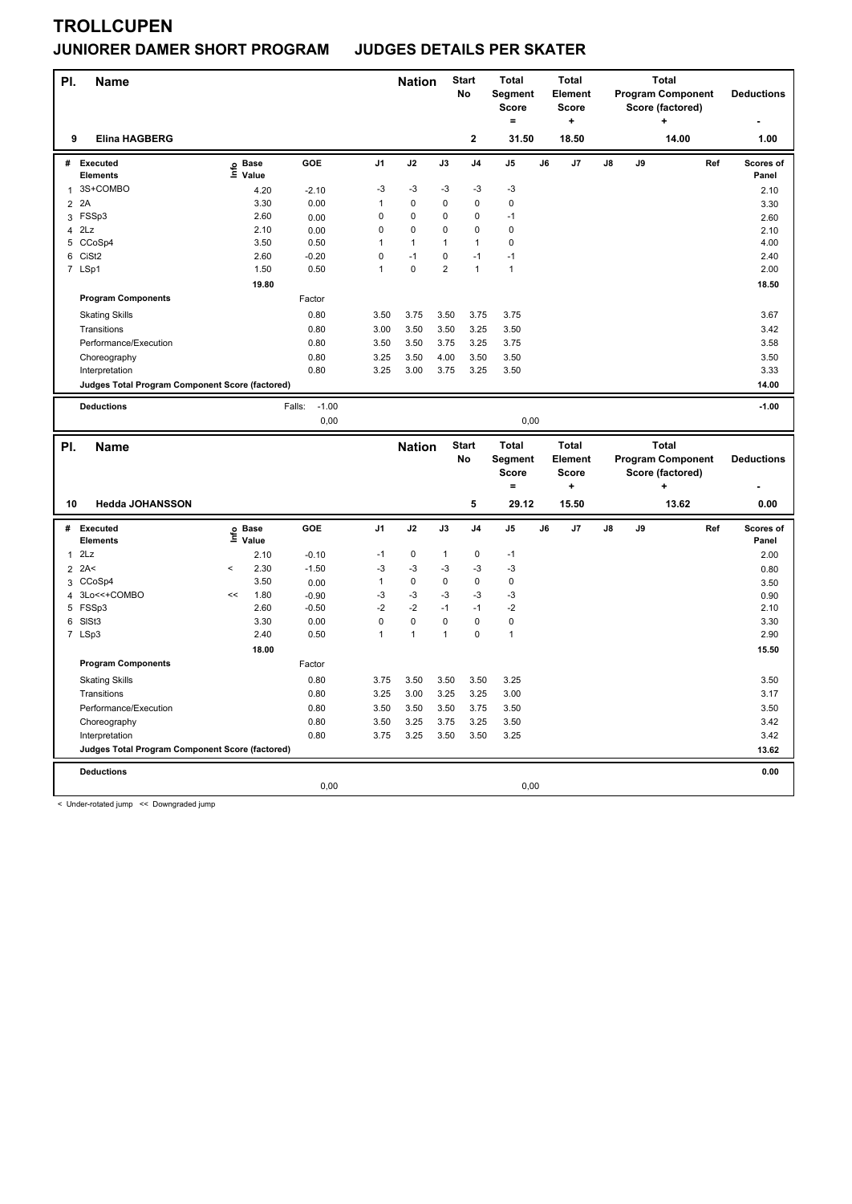# TROLLCUPEN

## JUNIORER DAMER SHORT PROGRAM JUDGES DETAILS PER SKATER

| Pl. | Name | Nation | Start No | Total Segment Score = | Total Element Score + | Total Program Component Score (factored) + | Deductions - |
|---|---|---|---|---|---|---|---|
| 9 | Elina HAGBERG | | 2 | 31.50 | 18.50 | 14.00 | 1.00 |

| # | Executed Elements | Info | Base Value | GOE | J1 | J2 | J3 | J4 | J5 | J6 | J7 | J8 | J9 | Ref | Scores of Panel |
|---|---|---|---|---|---|---|---|---|---|---|---|---|---|---|---|
| 1 | 3S+COMBO | | 4.20 | -2.10 | -3 | -3 | -3 | -3 | -3 | | | | | | 2.10 |
| 2 | 2A | | 3.30 | 0.00 | 1 | 0 | 0 | 0 | 0 | | | | | | 3.30 |
| 3 | FSSp3 | | 2.60 | 0.00 | 0 | 0 | 0 | 0 | -1 | | | | | | 2.60 |
| 4 | 2Lz | | 2.10 | 0.00 | 0 | 0 | 0 | 0 | 0 | | | | | | 2.10 |
| 5 | CCoSp4 | | 3.50 | 0.50 | 1 | 1 | 1 | 1 | 0 | | | | | | 4.00 |
| 6 | CiSt2 | | 2.60 | -0.20 | 0 | -1 | 0 | -1 | -1 | | | | | | 2.40 |
| 7 | LSp1 | | 1.50 | 0.50 | 1 | 0 | 2 | 1 | 1 | | | | | | 2.00 |
| | | | 19.80 | | | | | | | | | | | | 18.50 |
| | **Program Components** | | | Factor | | | | | | | | | | | |
| | Skating Skills | | | 0.80 | 3.50 | 3.75 | 3.50 | 3.75 | 3.75 | | | | | | 3.67 |
| | Transitions | | | 0.80 | 3.00 | 3.50 | 3.50 | 3.25 | 3.50 | | | | | | 3.42 |
| | Performance/Execution | | | 0.80 | 3.50 | 3.50 | 3.75 | 3.25 | 3.75 | | | | | | 3.58 |
| | Choreography | | | 0.80 | 3.25 | 3.50 | 4.00 | 3.50 | 3.50 | | | | | | 3.50 |
| | Interpretation | | | 0.80 | 3.25 | 3.00 | 3.75 | 3.25 | 3.50 | | | | | | 3.33 |
| | **Judges Total Program Component Score (factored)** | | | | | | | | | | | | | | 14.00 |
| | **Deductions** | | | Falls: -1.00 | | | | | | | | | | | -1.00 |
| | | | | 0,00 | | | | | 0,00 | | | | | | |

| Pl. | Name | Nation | Start No | Total Segment Score = | Total Element Score + | Total Program Component Score (factored) + | Deductions - |
|---|---|---|---|---|---|---|---|
| 10 | Hedda JOHANSSON | | 5 | 29.12 | 15.50 | 13.62 | 0.00 |

| # | Executed Elements | Info | Base Value | GOE | J1 | J2 | J3 | J4 | J5 | J6 | J7 | J8 | J9 | Ref | Scores of Panel |
|---|---|---|---|---|---|---|---|---|---|---|---|---|---|---|---|
| 1 | 2Lz | | 2.10 | -0.10 | -1 | 0 | 1 | 0 | -1 | | | | | | 2.00 |
| 2 | 2A< | < | 2.30 | -1.50 | -3 | -3 | -3 | -3 | -3 | | | | | | 0.80 |
| 3 | CCoSp4 | | 3.50 | 0.00 | 1 | 0 | 0 | 0 | 0 | | | | | | 3.50 |
| 4 | 3Lo<<+COMBO | << | 1.80 | -0.90 | -3 | -3 | -3 | -3 | -3 | | | | | | 0.90 |
| 5 | FSSp3 | | 2.60 | -0.50 | -2 | -2 | -1 | -1 | -2 | | | | | | 2.10 |
| 6 | SlSt3 | | 3.30 | 0.00 | 0 | 0 | 0 | 0 | 0 | | | | | | 3.30 |
| 7 | LSp3 | | 2.40 | 0.50 | 1 | 1 | 1 | 0 | 1 | | | | | | 2.90 |
| | | | 18.00 | | | | | | | | | | | | 15.50 |
| | **Program Components** | | | Factor | | | | | | | | | | | |
| | Skating Skills | | | 0.80 | 3.75 | 3.50 | 3.50 | 3.50 | 3.25 | | | | | | 3.50 |
| | Transitions | | | 0.80 | 3.25 | 3.00 | 3.25 | 3.25 | 3.00 | | | | | | 3.17 |
| | Performance/Execution | | | 0.80 | 3.50 | 3.50 | 3.50 | 3.75 | 3.50 | | | | | | 3.50 |
| | Choreography | | | 0.80 | 3.50 | 3.25 | 3.75 | 3.25 | 3.50 | | | | | | 3.42 |
| | Interpretation | | | 0.80 | 3.75 | 3.25 | 3.50 | 3.50 | 3.25 | | | | | | 3.42 |
| | **Judges Total Program Component Score (factored)** | | | | | | | | | | | | | | 13.62 |
| | **Deductions** | | | | | | | | | | | | | | 0.00 |
| | | | | 0,00 | | | | | 0,00 | | | | | | |

< Under-rotated jump << Downgraded jump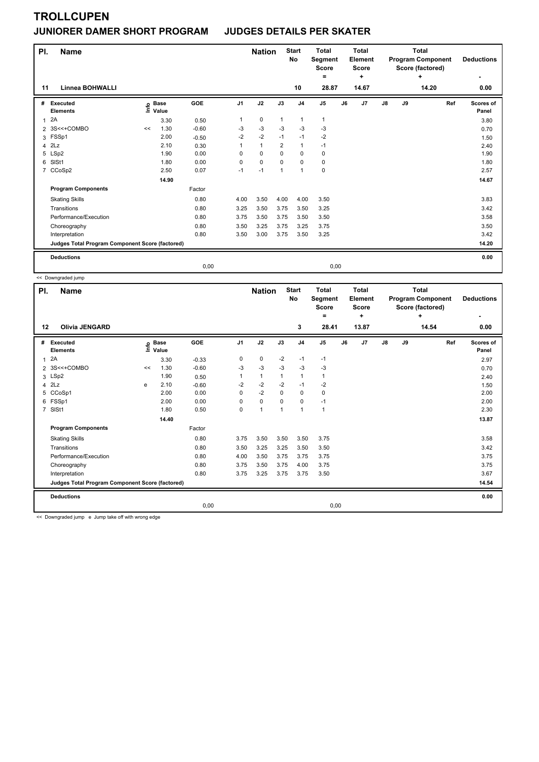# TROLLCUPEN

## JUNIORER DAMER SHORT PROGRAM JUDGES DETAILS PER SKATER

| Pl. | Name | Nation | Start No | Total Segment Score = | Total Element Score + | Total Program Component Score (factored) + | Deductions - |
|---|---|---|---|---|---|---|---|
| 11 | Linnea BOHWALLI | | 10 | 28.87 | 14.67 | 14.20 | 0.00 |

| # | Executed Elements | Info | Base Value | GOE | J1 | J2 | J3 | J4 | J5 | J6 | J7 | J8 | J9 | Ref | Scores of Panel |
|---|---|---|---|---|---|---|---|---|---|---|---|---|---|---|---|
| 1 | 2A | | 3.30 | 0.50 | 1 | 0 | 1 | 1 | 1 | | | | | | 3.80 |
| 2 | 3S<<+COMBO | << | 1.30 | -0.60 | -3 | -3 | -3 | -3 | -3 | | | | | | 0.70 |
| 3 | FSSp1 | | 2.00 | -0.50 | -2 | -2 | -1 | -1 | -2 | | | | | | 1.50 |
| 4 | 2Lz | | 2.10 | 0.30 | 1 | 1 | 2 | 1 | -1 | | | | | | 2.40 |
| 5 | LSp2 | | 1.90 | 0.00 | 0 | 0 | 0 | 0 | 0 | | | | | | 1.90 |
| 6 | SlSt1 | | 1.80 | 0.00 | 0 | 0 | 0 | 0 | 0 | | | | | | 1.80 |
| 7 | CCoSp2 | | 2.50 | 0.07 | -1 | -1 | 1 | 1 | 0 | | | | | | 2.57 |
| | | | 14.90 | | | | | | | | | | | | 14.67 |
| | **Program Components** | | | Factor | | | | | | | | | | | |
| | Skating Skills | | | 0.80 | 4.00 | 3.50 | 4.00 | 4.00 | 3.50 | | | | | | 3.83 |
| | Transitions | | | 0.80 | 3.25 | 3.50 | 3.75 | 3.50 | 3.25 | | | | | | 3.42 |
| | Performance/Execution | | | 0.80 | 3.75 | 3.50 | 3.75 | 3.50 | 3.50 | | | | | | 3.58 |
| | Choreography | | | 0.80 | 3.50 | 3.25 | 3.75 | 3.25 | 3.75 | | | | | | 3.50 |
| | Interpretation | | | 0.80 | 3.50 | 3.00 | 3.75 | 3.50 | 3.25 | | | | | | 3.42 |
| | **Judges Total Program Component Score (factored)** | | | | | | | | | | | | | | 14.20 |
| | **Deductions** | | | | | | | | | | | | | | 0.00 |
| | | | | 0,00 | | | | | 0,00 | | | | | | |

<< Downgraded jump

| Pl. | Name | Nation | Start No | Total Segment Score = | Total Element Score + | Total Program Component Score (factored) + | Deductions - |
|---|---|---|---|---|---|---|---|
| 12 | Olivia JENGARD | | 3 | 28.41 | 13.87 | 14.54 | 0.00 |

| # | Executed Elements | Info | Base Value | GOE | J1 | J2 | J3 | J4 | J5 | J6 | J7 | J8 | J9 | Ref | Scores of Panel |
|---|---|---|---|---|---|---|---|---|---|---|---|---|---|---|---|
| 1 | 2A | | 3.30 | -0.33 | 0 | 0 | -2 | -1 | -1 | | | | | | 2.97 |
| 2 | 3S<<+COMBO | << | 1.30 | -0.60 | -3 | -3 | -3 | -3 | -3 | | | | | | 0.70 |
| 3 | LSp2 | | 1.90 | 0.50 | 1 | 1 | 1 | 1 | 1 | | | | | | 2.40 |
| 4 | 2Lz | e | 2.10 | -0.60 | -2 | -2 | -2 | -1 | -2 | | | | | | 1.50 |
| 5 | CCoSp1 | | 2.00 | 0.00 | 0 | -2 | 0 | 0 | 0 | | | | | | 2.00 |
| 6 | FSSp1 | | 2.00 | 0.00 | 0 | 0 | 0 | 0 | -1 | | | | | | 2.00 |
| 7 | SlSt1 | | 1.80 | 0.50 | 0 | 1 | 1 | 1 | 1 | | | | | | 2.30 |
| | | | 14.40 | | | | | | | | | | | | 13.87 |
| | **Program Components** | | | Factor | | | | | | | | | | | |
| | Skating Skills | | | 0.80 | 3.75 | 3.50 | 3.50 | 3.50 | 3.75 | | | | | | 3.58 |
| | Transitions | | | 0.80 | 3.50 | 3.25 | 3.25 | 3.50 | 3.50 | | | | | | 3.42 |
| | Performance/Execution | | | 0.80 | 4.00 | 3.50 | 3.75 | 3.75 | 3.75 | | | | | | 3.75 |
| | Choreography | | | 0.80 | 3.75 | 3.50 | 3.75 | 4.00 | 3.75 | | | | | | 3.75 |
| | Interpretation | | | 0.80 | 3.75 | 3.25 | 3.75 | 3.75 | 3.50 | | | | | | 3.67 |
| | **Judges Total Program Component Score (factored)** | | | | | | | | | | | | | | 14.54 |
| | **Deductions** | | | | | | | | | | | | | | 0.00 |
| | | | | 0,00 | | | | | 0,00 | | | | | | |

<< Downgraded jump e Jump take off with wrong edge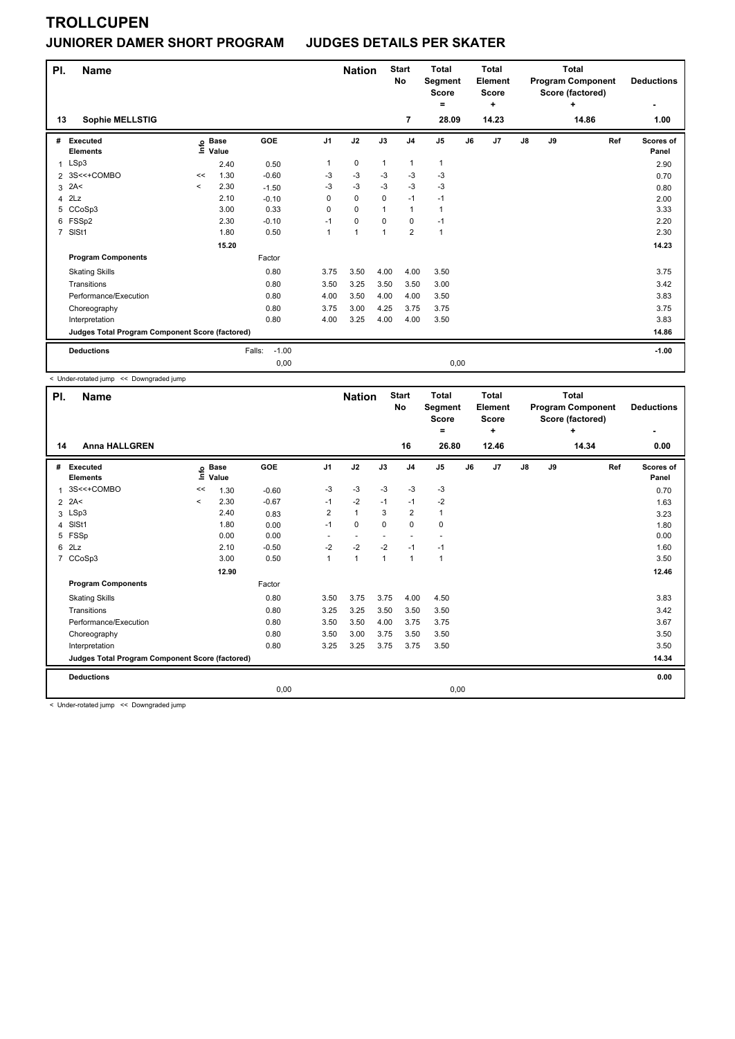# TROLLCUPEN

## JUNIORER DAMER SHORT PROGRAM JUDGES DETAILS PER SKATER

| Pl. | Name | Nation | Start No | Total Segment Score = | Total Element Score + | Total Program Component Score (factored) + | Deductions - |
|---|---|---|---|---|---|---|---|
| 13 | Sophie MELLSTIG | | 7 | 28.09 | 14.23 | 14.86 | 1.00 |

| # | Executed Elements | Info | Base Value | GOE | J1 | J2 | J3 | J4 | J5 | J6 | J7 | J8 | J9 | Ref | Scores of Panel |
|---|---|---|---|---|---|---|---|---|---|---|---|---|---|---|---|
| 1 | LSp3 | | 2.40 | 0.50 | 1 | 0 | 1 | 1 | 1 | | | | | | 2.90 |
| 2 | 3S<<+COMBO | << | 1.30 | -0.60 | -3 | -3 | -3 | -3 | -3 | | | | | | 0.70 |
| 3 | 2A< | < | 2.30 | -1.50 | -3 | -3 | -3 | -3 | -3 | | | | | | 0.80 |
| 4 | 2Lz | | 2.10 | -0.10 | 0 | 0 | 0 | -1 | -1 | | | | | | 2.00 |
| 5 | CCoSp3 | | 3.00 | 0.33 | 0 | 0 | 1 | 1 | 1 | | | | | | 3.33 |
| 6 | FSSp2 | | 2.30 | -0.10 | -1 | 0 | 0 | 0 | -1 | | | | | | 2.20 |
| 7 | SlSt1 | | 1.80 | 0.50 | 1 | 1 | 1 | 2 | 1 | | | | | | 2.30 |
| | | | 15.20 | | | | | | | | | | | | 14.23 |
| | **Program Components** | | | Factor | | | | | | | | | | | |
| | Skating Skills | | | 0.80 | 3.75 | 3.50 | 4.00 | 4.00 | 3.50 | | | | | | 3.75 |
| | Transitions | | | 0.80 | 3.50 | 3.25 | 3.50 | 3.50 | 3.00 | | | | | | 3.42 |
| | Performance/Execution | | | 0.80 | 4.00 | 3.50 | 4.00 | 4.00 | 3.50 | | | | | | 3.83 |
| | Choreography | | | 0.80 | 3.75 | 3.00 | 4.25 | 3.75 | 3.75 | | | | | | 3.75 |
| | Interpretation | | | 0.80 | 4.00 | 3.25 | 4.00 | 4.00 | 3.50 | | | | | | 3.83 |
| | **Judges Total Program Component Score (factored)** | | | | | | | | | | | | | | 14.86 |
| | **Deductions** | | | Falls: -1.00 | | | | | | | | | | | -1.00 |
| | | | | 0,00 | | | | | 0,00 | | | | | | |

< Under-rotated jump << Downgraded jump

| Pl. | Name | Nation | Start No | Total Segment Score = | Total Element Score + | Total Program Component Score (factored) + | Deductions - |
|---|---|---|---|---|---|---|---|
| 14 | Anna HALLGREN | | 16 | 26.80 | 12.46 | 14.34 | 0.00 |

| # | Executed Elements | Info | Base Value | GOE | J1 | J2 | J3 | J4 | J5 | J6 | J7 | J8 | J9 | Ref | Scores of Panel |
|---|---|---|---|---|---|---|---|---|---|---|---|---|---|---|---|
| 1 | 3S<<+COMBO | << | 1.30 | -0.60 | -3 | -3 | -3 | -3 | -3 | | | | | | 0.70 |
| 2 | 2A< | < | 2.30 | -0.67 | -1 | -2 | -1 | -1 | -2 | | | | | | 1.63 |
| 3 | LSp3 | | 2.40 | 0.83 | 2 | 1 | 3 | 2 | 1 | | | | | | 3.23 |
| 4 | SlSt1 | | 1.80 | 0.00 | -1 | 0 | 0 | 0 | 0 | | | | | | 1.80 |
| 5 | FSSp | | 0.00 | 0.00 | - | - | - | - | - | | | | | | 0.00 |
| 6 | 2Lz | | 2.10 | -0.50 | -2 | -2 | -2 | -1 | -1 | | | | | | 1.60 |
| 7 | CCoSp3 | | 3.00 | 0.50 | 1 | 1 | 1 | 1 | 1 | | | | | | 3.50 |
| | | | 12.90 | | | | | | | | | | | | 12.46 |
| | **Program Components** | | | Factor | | | | | | | | | | | |
| | Skating Skills | | | 0.80 | 3.50 | 3.75 | 3.75 | 4.00 | 4.50 | | | | | | 3.83 |
| | Transitions | | | 0.80 | 3.25 | 3.25 | 3.50 | 3.50 | 3.50 | | | | | | 3.42 |
| | Performance/Execution | | | 0.80 | 3.50 | 3.50 | 4.00 | 3.75 | 3.75 | | | | | | 3.67 |
| | Choreography | | | 0.80 | 3.50 | 3.00 | 3.75 | 3.50 | 3.50 | | | | | | 3.50 |
| | Interpretation | | | 0.80 | 3.25 | 3.25 | 3.75 | 3.75 | 3.50 | | | | | | 3.50 |
| | **Judges Total Program Component Score (factored)** | | | | | | | | | | | | | | 14.34 |
| | **Deductions** | | | | | | | | | | | | | | 0.00 |
| | | | | 0,00 | | | | | 0,00 | | | | | | |

< Under-rotated jump << Downgraded jump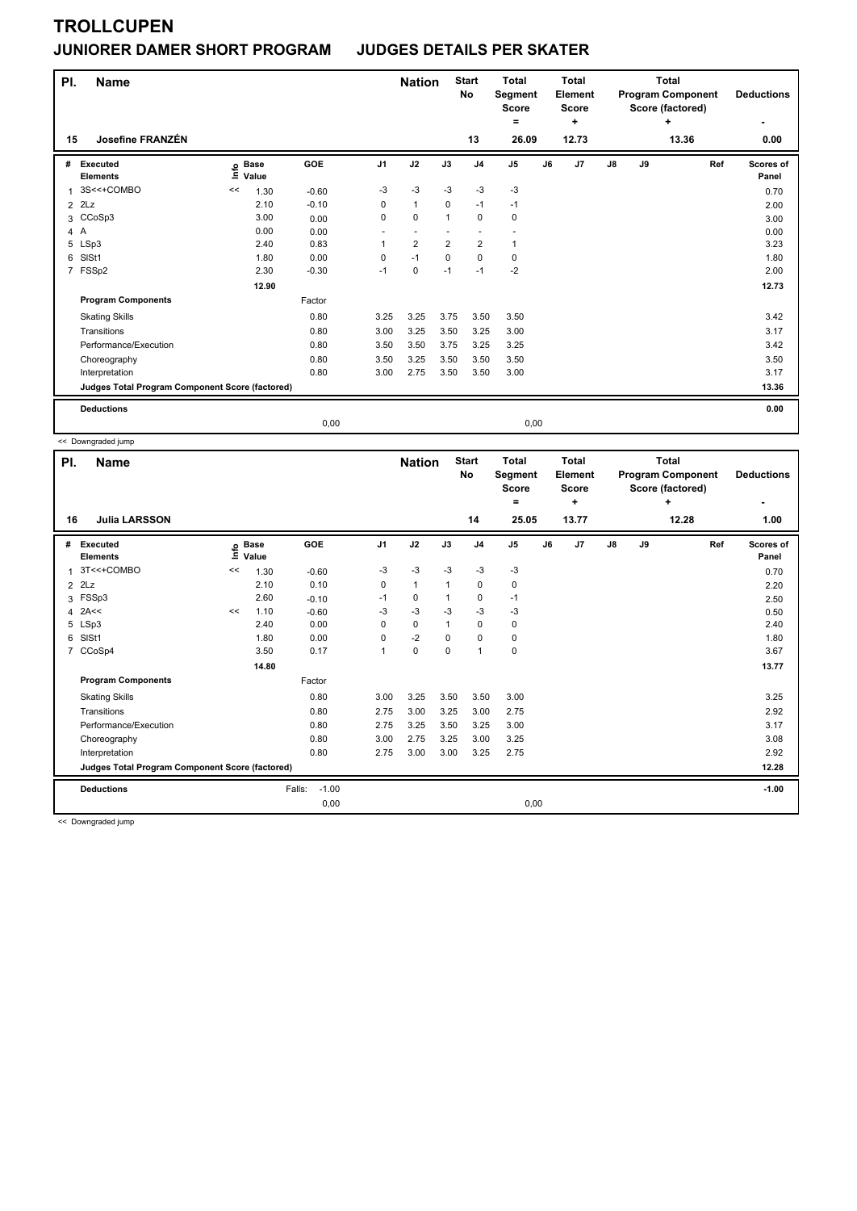# TROLLCUPEN

## JUNIORER DAMER SHORT PROGRAM JUDGES DETAILS PER SKATER

| Pl. | Name | Nation | Start No | Total Segment Score = | Total Element Score + | Total Program Component Score (factored) + | Deductions - |
|---|---|---|---|---|---|---|---|
| 15 | Josefine FRANZÉN | | 13 | 26.09 | 12.73 | 13.36 | 0.00 |

| # | Executed Elements | Info | Base Value | GOE | J1 | J2 | J3 | J4 | J5 | J6 | J7 | J8 | J9 | Ref | Scores of Panel |
|---|---|---|---|---|---|---|---|---|---|---|---|---|---|---|---|
| 1 | 3S<<+COMBO | << | 1.30 | -0.60 | -3 | -3 | -3 | -3 | -3 | | | | | | 0.70 |
| 2 | 2Lz | | 2.10 | -0.10 | 0 | 1 | 0 | -1 | -1 | | | | | | 2.00 |
| 3 | CCoSp3 | | 3.00 | 0.00 | 0 | 0 | 1 | 0 | 0 | | | | | | 3.00 |
| 4 | A | | 0.00 | 0.00 | - | - | - | - | - | | | | | | 0.00 |
| 5 | LSp3 | | 2.40 | 0.83 | 1 | 2 | 2 | 2 | 1 | | | | | | 3.23 |
| 6 | SlSt1 | | 1.80 | 0.00 | 0 | -1 | 0 | 0 | 0 | | | | | | 1.80 |
| 7 | FSSp2 | | 2.30 | -0.30 | -1 | 0 | -1 | -1 | -2 | | | | | | 2.00 |
| | | | 12.90 | | | | | | | | | | | | 12.73 |
| | **Program Components** | | | Factor | | | | | | | | | | | |
| | Skating Skills | | | 0.80 | 3.25 | 3.25 | 3.75 | 3.50 | 3.50 | | | | | | 3.42 |
| | Transitions | | | 0.80 | 3.00 | 3.25 | 3.50 | 3.25 | 3.00 | | | | | | 3.17 |
| | Performance/Execution | | | 0.80 | 3.50 | 3.50 | 3.75 | 3.25 | 3.25 | | | | | | 3.42 |
| | Choreography | | | 0.80 | 3.50 | 3.25 | 3.50 | 3.50 | 3.50 | | | | | | 3.50 |
| | Interpretation | | | 0.80 | 3.00 | 2.75 | 3.50 | 3.50 | 3.00 | | | | | | 3.17 |
| | **Judges Total Program Component Score (factored)** | | | | | | | | | | | | | | 13.36 |
| | **Deductions** | | | | | | | | | | | | | | 0.00 |
| | | | | 0,00 | | | | | 0,00 | | | | | | |

<< Downgraded jump

| Pl. | Name | Nation | Start No | Total Segment Score = | Total Element Score + | Total Program Component Score (factored) + | Deductions - |
|---|---|---|---|---|---|---|---|
| 16 | Julia LARSSON | | 14 | 25.05 | 13.77 | 12.28 | 1.00 |

| # | Executed Elements | Info | Base Value | GOE | J1 | J2 | J3 | J4 | J5 | J6 | J7 | J8 | J9 | Ref | Scores of Panel |
|---|---|---|---|---|---|---|---|---|---|---|---|---|---|---|---|
| 1 | 3T<<+COMBO | << | 1.30 | -0.60 | -3 | -3 | -3 | -3 | -3 | | | | | | 0.70 |
| 2 | 2Lz | | 2.10 | 0.10 | 0 | 1 | 1 | 0 | 0 | | | | | | 2.20 |
| 3 | FSSp3 | | 2.60 | -0.10 | -1 | 0 | 1 | 0 | -1 | | | | | | 2.50 |
| 4 | 2A<< | << | 1.10 | -0.60 | -3 | -3 | -3 | -3 | -3 | | | | | | 0.50 |
| 5 | LSp3 | | 2.40 | 0.00 | 0 | 0 | 1 | 0 | 0 | | | | | | 2.40 |
| 6 | SlSt1 | | 1.80 | 0.00 | 0 | -2 | 0 | 0 | 0 | | | | | | 1.80 |
| 7 | CCoSp4 | | 3.50 | 0.17 | 1 | 0 | 0 | 1 | 0 | | | | | | 3.67 |
| | | | 14.80 | | | | | | | | | | | | 13.77 |
| | **Program Components** | | | Factor | | | | | | | | | | | |
| | Skating Skills | | | 0.80 | 3.00 | 3.25 | 3.50 | 3.50 | 3.00 | | | | | | 3.25 |
| | Transitions | | | 0.80 | 2.75 | 3.00 | 3.25 | 3.00 | 2.75 | | | | | | 2.92 |
| | Performance/Execution | | | 0.80 | 2.75 | 3.25 | 3.50 | 3.25 | 3.00 | | | | | | 3.17 |
| | Choreography | | | 0.80 | 3.00 | 2.75 | 3.25 | 3.00 | 3.25 | | | | | | 3.08 |
| | Interpretation | | | 0.80 | 2.75 | 3.00 | 3.00 | 3.25 | 2.75 | | | | | | 2.92 |
| | **Judges Total Program Component Score (factored)** | | | | | | | | | | | | | | 12.28 |
| | **Deductions** | | Falls: | -1.00 | | | | | | | | | | | -1.00 |
| | | | | 0,00 | | | | | 0,00 | | | | | | |

<< Downgraded jump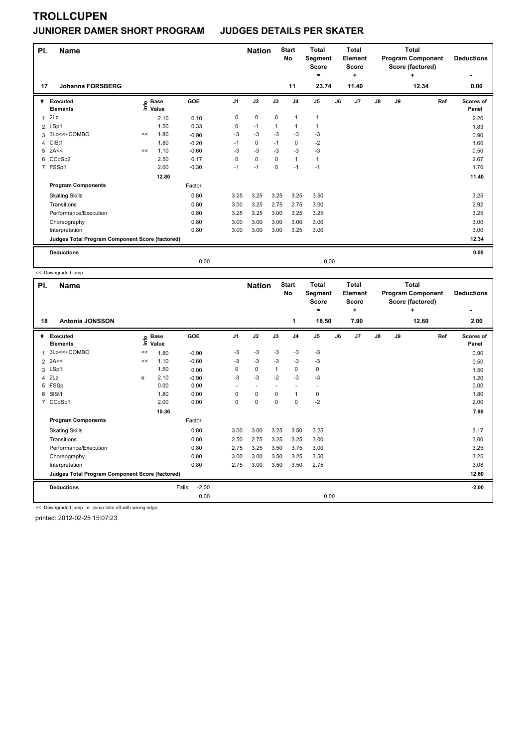# TROLLCUPEN

## JUNIORER DAMER SHORT PROGRAM JUDGES DETAILS PER SKATER

| Pl. | Name | | Nation | Start No | Total Segment Score = | Total Element Score + | Total Program Component Score (factored) + | Deductions - |
|---|---|---|---|---|---|---|---|---|
| 17 | Johanna FORSBERG | | | 11 | 23.74 | 11.40 | 12.34 | 0.00 |

| # | Executed Elements | Info | Base Value | GOE | J1 | J2 | J3 | J4 | J5 | J6 | J7 | J8 | J9 | Ref | Scores of Panel |
|---|---|---|---|---|---|---|---|---|---|---|---|---|---|---|---|
| 1 | 2Lz | | 2.10 | 0.10 | 0 | 0 | 0 | 1 | 1 | | | | | | 2.20 |
| 2 | LSp1 | | 1.50 | 0.33 | 0 | -1 | 1 | 1 | 1 | | | | | | 1.83 |
| 3 | 3Lo<<+COMBO | << | 1.80 | -0.90 | -3 | -3 | -3 | -3 | -3 | | | | | | 0.90 |
| 4 | CiSt1 | | 1.80 | -0.20 | -1 | 0 | -1 | 0 | -2 | | | | | | 1.60 |
| 5 | 2A<< | << | 1.10 | -0.60 | -3 | -3 | -3 | -3 | -3 | | | | | | 0.50 |
| 6 | CCoSp2 | | 2.50 | 0.17 | 0 | 0 | 0 | 1 | 1 | | | | | | 2.67 |
| 7 | FSSp1 | | 2.00 | -0.30 | -1 | -1 | 0 | -1 | -1 | | | | | | 1.70 |
| | | | 12.80 | | | | | | | | | | | | 11.40 |
| | **Program Components** | | | Factor | | | | | | | | | | | |
| | Skating Skills | | | 0.80 | 3.25 | 3.25 | 3.25 | 3.25 | 3.50 | | | | | | 3.25 |
| | Transitions | | | 0.80 | 3.00 | 3.25 | 2.75 | 2.75 | 3.00 | | | | | | 2.92 |
| | Performance/Execution | | | 0.80 | 3.25 | 3.25 | 3.00 | 3.25 | 3.25 | | | | | | 3.25 |
| | Choreography | | | 0.80 | 3.00 | 3.00 | 3.00 | 3.00 | 3.00 | | | | | | 3.00 |
| | Interpretation | | | 0.80 | 3.00 | 3.00 | 3.00 | 3.25 | 3.00 | | | | | | 3.00 |
| | **Judges Total Program Component Score (factored)** | | | | | | | | | | | | | | 12.34 |
| | **Deductions** | | | | | | | | | | | | | | 0.00 |
| | | | | 0,00 | | | | | 0,00 | | | | | | |

<< Downgraded jump

| Pl. | Name | | Nation | Start No | Total Segment Score = | Total Element Score + | Total Program Component Score (factored) + | Deductions - |
|---|---|---|---|---|---|---|---|---|
| 18 | Antonia JONSSON | | | 1 | 18.50 | 7.90 | 12.60 | 2.00 |

| # | Executed Elements | Info | Base Value | GOE | J1 | J2 | J3 | J4 | J5 | J6 | J7 | J8 | J9 | Ref | Scores of Panel |
|---|---|---|---|---|---|---|---|---|---|---|---|---|---|---|---|
| 1 | 3Lo<<+COMBO | << | 1.80 | -0.90 | -3 | -3 | -3 | -3 | -3 | | | | | | 0.90 |
| 2 | 2A<< | << | 1.10 | -0.60 | -3 | -3 | -3 | -3 | -3 | | | | | | 0.50 |
| 3 | LSp1 | | 1.50 | 0.00 | 0 | 0 | 1 | 0 | 0 | | | | | | 1.50 |
| 4 | 2Lz | e | 2.10 | -0.90 | -3 | -3 | -2 | -3 | -3 | | | | | | 1.20 |
| 5 | FSSp | | 0.00 | 0.00 | - | - | - | - | - | | | | | | 0.00 |
| 6 | SlSt1 | | 1.80 | 0.00 | 0 | 0 | 0 | 1 | 0 | | | | | | 1.80 |
| 7 | CCoSp1 | | 2.00 | 0.00 | 0 | 0 | 0 | 0 | -2 | | | | | | 2.00 |
| | | | 10.30 | | | | | | | | | | | | 7.90 |
| | **Program Components** | | | Factor | | | | | | | | | | | |
| | Skating Skills | | | 0.80 | 3.00 | 3.00 | 3.25 | 3.50 | 3.25 | | | | | | 3.17 |
| | Transitions | | | 0.80 | 2.50 | 2.75 | 3.25 | 3.25 | 3.00 | | | | | | 3.00 |
| | Performance/Execution | | | 0.80 | 2.75 | 3.25 | 3.50 | 3.75 | 3.00 | | | | | | 3.25 |
| | Choreography | | | 0.80 | 3.00 | 3.00 | 3.50 | 3.25 | 3.50 | | | | | | 3.25 |
| | Interpretation | | | 0.80 | 2.75 | 3.00 | 3.50 | 3.50 | 2.75 | | | | | | 3.08 |
| | **Judges Total Program Component Score (factored)** | | | | | | | | | | | | | | 12.60 |
| | **Deductions** | | Falls: | -2.00 | | | | | | | | | | | -2.00 |
| | | | | 0,00 | | | | | 0,00 | | | | | | |

<< Downgraded jump e Jump take off with wrong edge

printed: 2012-02-25 15:07:23